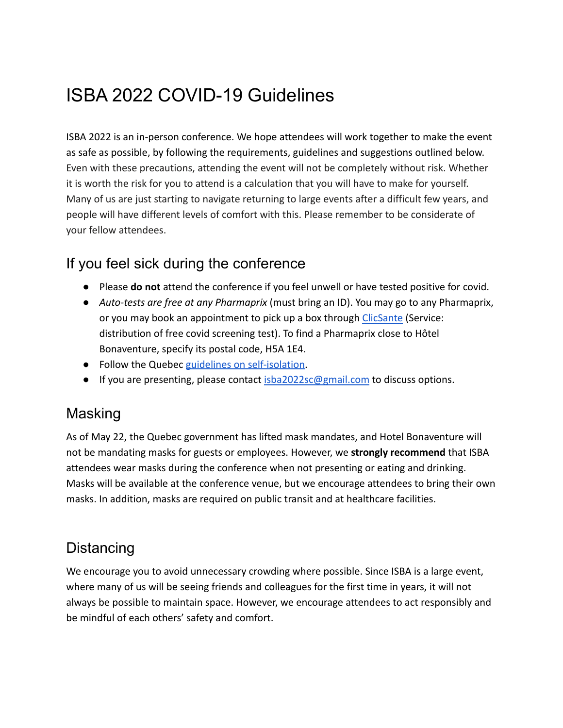# ISBA 2022 COVID-19 Guidelines

ISBA 2022 is an in-person conference. We hope attendees will work together to make the event as safe as possible, by following the requirements, guidelines and suggestions outlined below. Even with these precautions, attending the event will not be completely without risk. Whether it is worth the risk for you to attend is a calculation that you will have to make for yourself. Many of us are just starting to navigate returning to large events after a difficult few years, and people will have different levels of comfort with this. Please remember to be considerate of your fellow attendees.

## If you feel sick during the conference

- Please **do not** attend the conference if you feel unwell or have tested positive for covid.
- *Auto-tests are free at any Pharmaprix* (must bring an ID). You may go to any Pharmaprix, or you may book an appointment to pick up a box through [ClicSante](ClicSante) (Service: distribution of free covid screening test). To find a Pharmaprix close to Hôtel Bonaventure, specify its postal code, H5A 1E4.
- Follow the Quebec [guidelines on self-isolation](guidelines on self-isolation).
- If you are presenting, please contact [isba2022sc@gmail.com](mailto:isba2022sc@gmail.com) to discuss options.

## Masking

As of May 22, the Quebec government has lifted mask mandates, and Hotel Bonaventure will not be mandating masks for guests or employees. However, we **strongly recommend** that ISBA attendees wear masks during the conference when not presenting or eating and drinking. Masks will be available at the conference venue, but we encourage attendees to bring their own masks. In addition, masks are required on public transit and at healthcare facilities.

## Distancing

We encourage you to avoid unnecessary crowding where possible. Since ISBA is a large event, where many of us will be seeing friends and colleagues for the first time in years, it will not always be possible to maintain space. However, we encourage attendees to act responsibly and be mindful of each others' safety and comfort.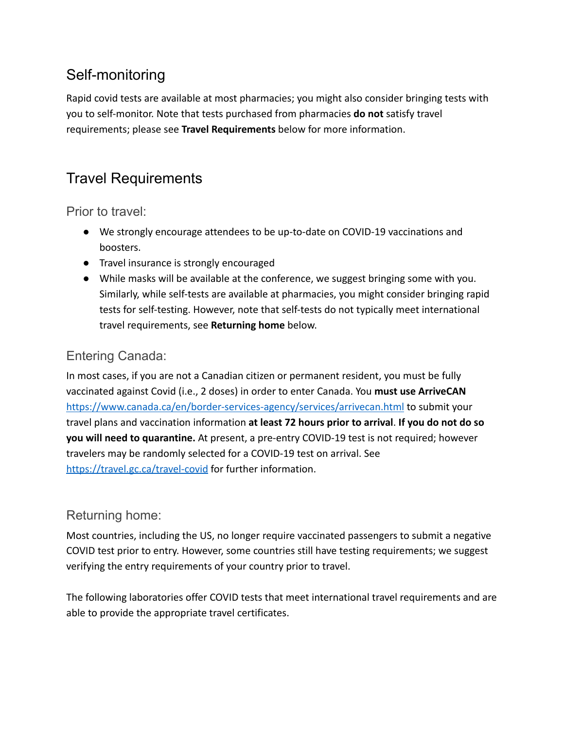## Self-monitoring

Rapid covid tests are available at most pharmacies; you might also consider bringing tests with you to self-monitor. Note that tests purchased from pharmacies **do not** satisfy travel requirements; please see **Travel Requirements** below for more information.

## Travel Requirements

### Prior to travel:

- We strongly encourage attendees to be up-to-date on COVID-19 vaccinations and boosters.
- Travel insurance is strongly encouraged
- While masks will be available at the conference, we suggest bringing some with you. Similarly, while self-tests are available at pharmacies, you might consider bringing rapid tests for self-testing. However, note that self-tests do not typically meet international travel requirements, see **Returning home** below.

### Entering Canada:

In most cases, if you are not a Canadian citizen or permanent resident, you must be fully vaccinated against Covid (i.e., 2 doses) in order to enter Canada. You **must use ArriveCAN** https://www.canada.ca/en/border-services-agency/services/arrivecan.html to submit your travel plans and vaccination information **at least 72 hours prior to arrival**. **If you do not do so you will need to quarantine.** At present, a pre-entry COVID-19 test is not required; however travelers may be randomly selected for a COVID-19 test on arrival. See https://travel.gc.ca/travel-covid for further information.

### Returning home:

Most countries, including the US, no longer require vaccinated passengers to submit a negative COVID test prior to entry. However, some countries still have testing requirements; we suggest verifying the entry requirements of your country prior to travel.

The following laboratories offer COVID tests that meet international travel requirements and are able to provide the appropriate travel certificates.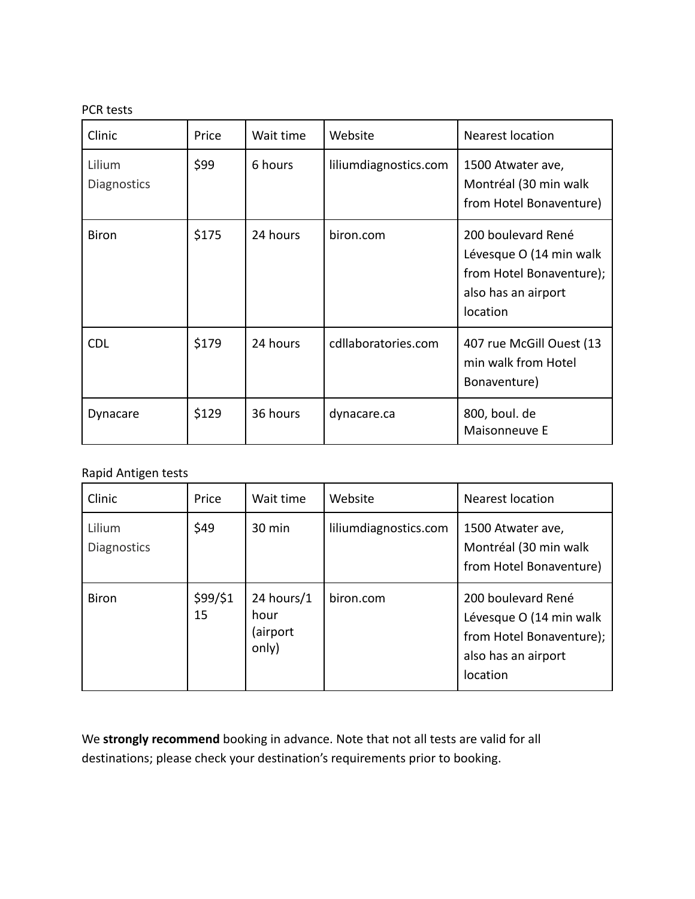PCR tests

| Clinic | Price | Wait time | Website | Nearest location |
|---|---|---|---|---|
| Lilium Diagnostics | $99 | 6 hours | liliumdiagnostics.com | 1500 Atwater ave, Montréal (30 min walk from Hotel Bonaventure) |
| Biron | $175 | 24 hours | biron.com | 200 boulevard René Lévesque O (14 min walk from Hotel Bonaventure); also has an airport location |
| CDL | $179 | 24 hours | cdllaboratories.com | 407 rue McGill Ouest (13 min walk from Hotel Bonaventure) |
| Dynacare | $129 | 36 hours | dynacare.ca | 800, boul. de Maisonneuve E |

Rapid Antigen tests

| Clinic | Price | Wait time | Website | Nearest location |
|---|---|---|---|---|
| Lilium Diagnostics | $49 | 30 min | liliumdiagnostics.com | 1500 Atwater ave, Montréal (30 min walk from Hotel Bonaventure) |
| Biron | $99/$115 | 24 hours/1 hour (airport only) | biron.com | 200 boulevard René Lévesque O (14 min walk from Hotel Bonaventure); also has an airport location |

We **strongly recommend** booking in advance. Note that not all tests are valid for all destinations; please check your destination's requirements prior to booking.